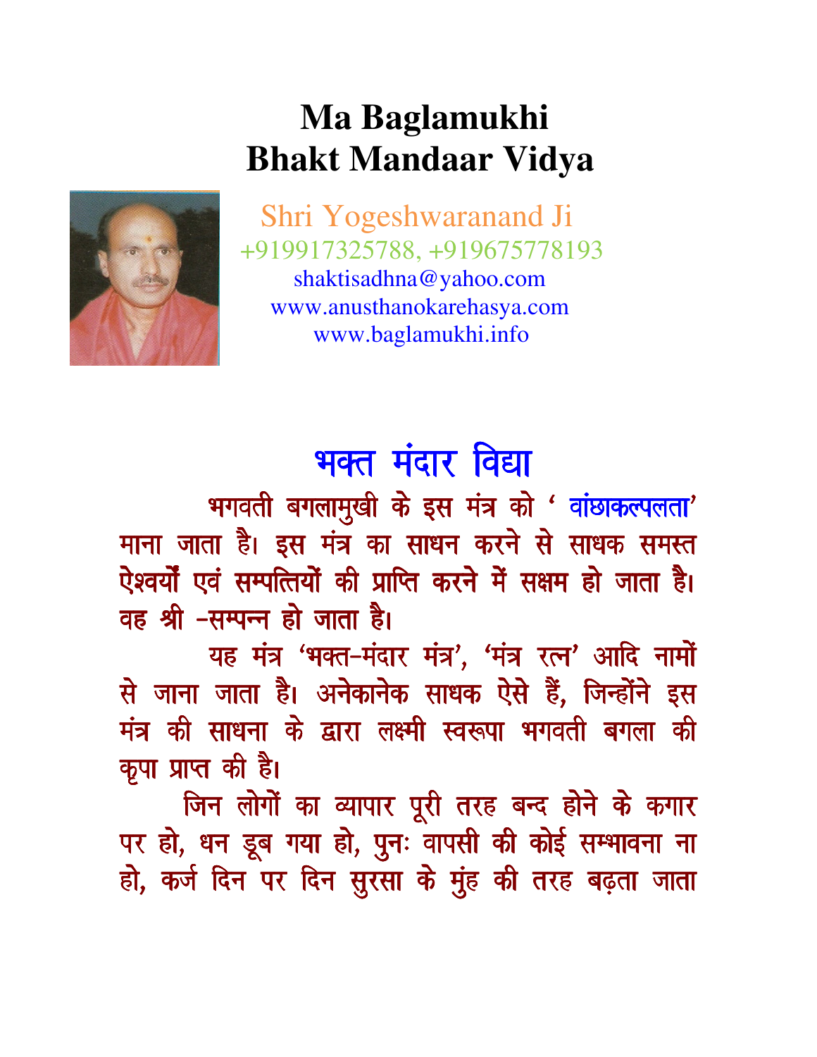# Ma Baglamukhi Bhakt Mandaar Vidya

Shri Yogeshwaranand Ji
+919917325788, +919675778193
shaktisadhna@yahoo.com
www.anusthanokarehasya.com
www.baglamukhi.info

## भक्त मंदार विद्या

भगवती बगलामुखी के इस मंत्र को ' वांछाकल्पलता' माना जाता है। इस मंत्र का साधन करने से साधक समस्त ऐश्वर्यों एवं सम्पत्तियों की प्राप्ति करने में सक्षम हो जाता है। वह श्री -सम्पन्न हो जाता है।

यह मंत्र 'भक्त-मंदार मंत्र', 'मंत्र रत्न' आदि नामों से जाना जाता है। अनेकानेक साधक ऐसे हैं, जिन्होंने इस मंत्र की साधना के द्वारा लक्ष्मी स्वरूपा भगवती बगला की कृपा प्राप्त की है।

जिन लोगों का व्यापार पूरी तरह बन्द होने के कगार पर हो, धन डूब गया हो, पुनः वापसी की कोई सम्भावना ना हो, कर्ज दिन पर दिन सुरसा के मुंह की तरह बढ़ता जाता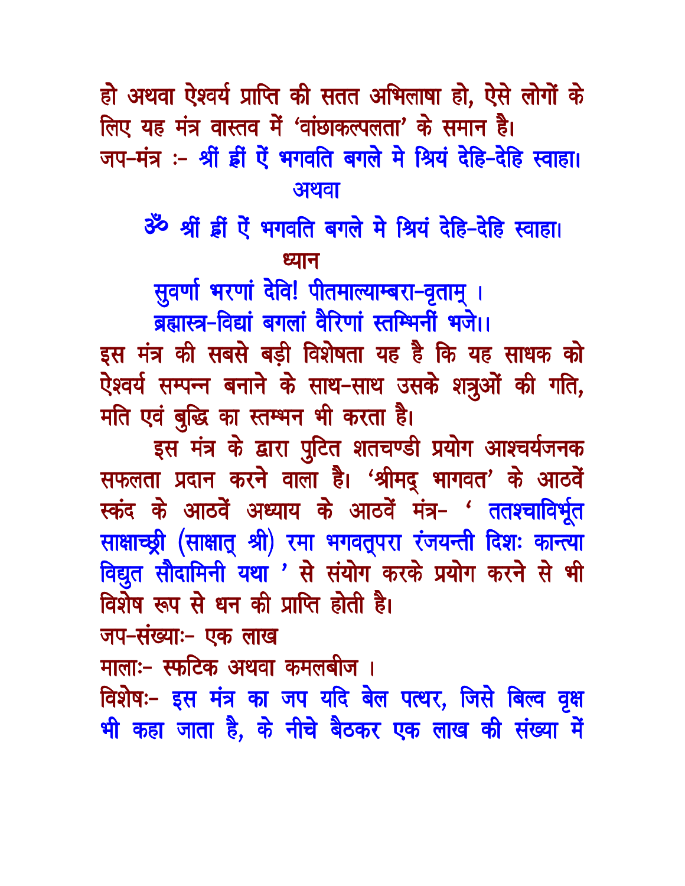हो अथवा ऐश्वर्य प्राप्ति की सतत अभिलाषा हो, ऐसे लोगों के लिए यह मंत्र वास्तव में 'वांछाकल्पलता' के समान है।

जप-मंत्र :- श्रीं ह्रीं ऐं भगवति बगले मे श्रियं देहि-देहि स्वाहा।

अथवा

ॐ श्रीं ह्रीं ऐं भगवति बगले मे श्रियं देहि-देहि स्वाहा।

ध्यान

सुवर्णा भरणां देवि! पीतमाल्याम्बरा-वृताम् ।
ब्रह्मास्त्र-विद्यां बगलां वैरिणां स्तम्भिनीं भजे।।

इस मंत्र की सबसे बड़ी विशेषता यह है कि यह साधक को ऐश्वर्य सम्पन्न बनाने के साथ-साथ उसके शत्रुओं की गति, मति एवं बुद्धि का स्तम्भन भी करता है।

इस मंत्र के द्वारा पुटित शतचण्डी प्रयोग आश्चर्यजनक सफलता प्रदान करने वाला है। 'श्रीमद् भागवत' के आठवें स्कंद के आठवें अध्याय के आठवें मंत्र- ' ततश्चाविर्भूत साक्षाच्छ्री (साक्षात् श्री) रमा भगवत्परा रंजयन्ती दिशः कान्त्या विद्युत सौदामिनी यथा ' से संयोग करके प्रयोग करने से भी विशेष रूप से धन की प्राप्ति होती है।

जप-संख्याः- एक लाख

मालाः- स्फटिक अथवा कमलबीज ।

विशेषः- इस मंत्र का जप यदि बेल पत्थर, जिसे बिल्व वृक्ष भी कहा जाता है, के नीचे बैठकर एक लाख की संख्या में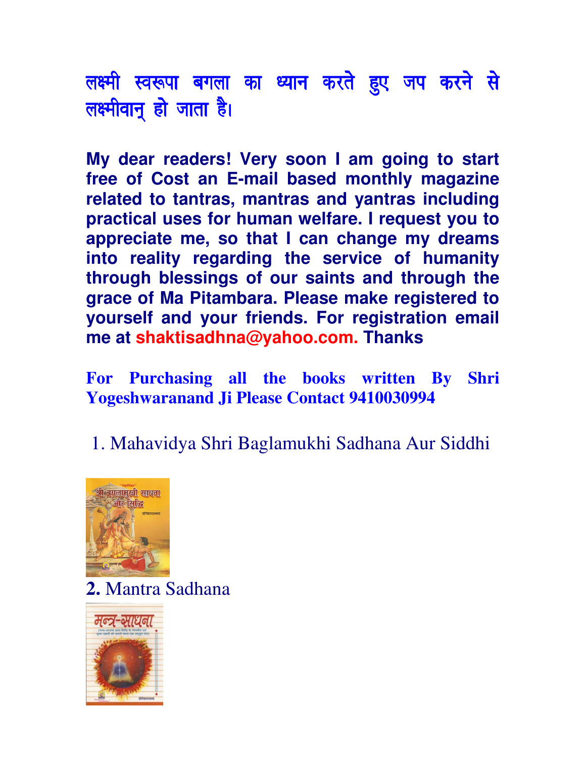लक्ष्मी स्वरूपा बगला का ध्यान करते हुए जप करने से लक्ष्मीवान् हो जाता है।

**My dear readers! Very soon I am going to start free of Cost an E-mail based monthly magazine related to tantras, mantras and yantras including practical uses for human welfare. I request you to appreciate me, so that I can change my dreams into reality regarding the service of humanity through blessings of our saints and through the grace of Ma Pitambara. Please make registered to yourself and your friends. For registration email me at shaktisadhna@yahoo.com. Thanks**

**For Purchasing all the books written By Shri Yogeshwaranand Ji Please Contact 9410030994**

1. Mahavidya Shri Baglamukhi Sadhana Aur Siddhi

**2.** Mantra Sadhana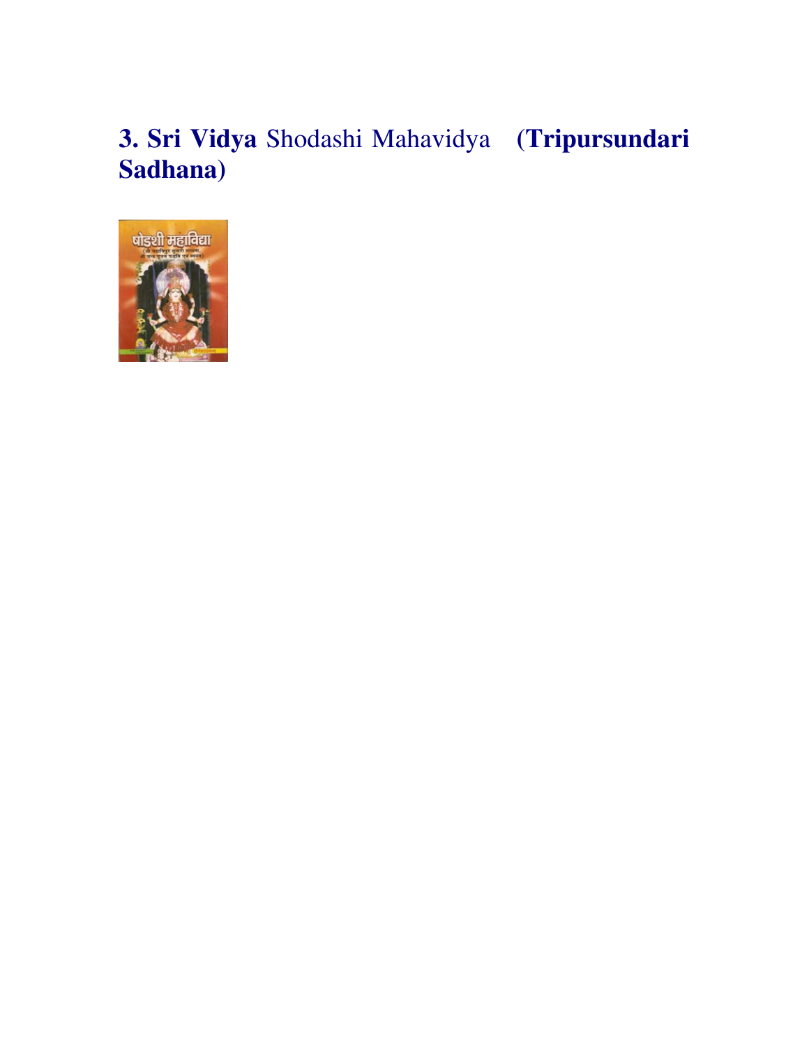## 3. **Sri Vidya** Shodashi Mahavidya **(Tripursundari Sadhana)**